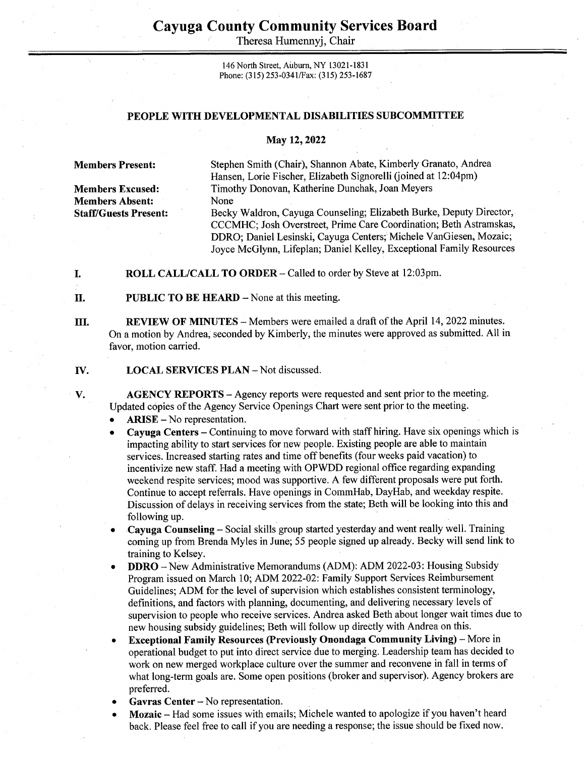# Cayuga County Community Services Board

Theresa Humennyj, Chair

146 North Street, Auburn, NY 13021-1831
Phone: (315) 253-0341/Fax: (315) 253-1687

## PEOPLE WITH DEVELOPMENTAL DISABILITIES SUBCOMMITTEE

### May 12, 2022

| | |
|---|---|
| **Members Present:** | Stephen Smith (Chair), Shannon Abate, Kimberly Granato, Andrea Hansen, Lorie Fischer, Elizabeth Signorelli (joined at 12:04pm) |
| **Members Excused:** | Timothy Donovan, Katherine Dunchak, Joan Meyers |
| **Members Absent:** | None |
| **Staff/Guests Present:** | Becky Waldron, Cayuga Counseling; Elizabeth Burke, Deputy Director, CCCMHC; Josh Overstreet, Prime Care Coordination; Beth Astramskas, DDRO; Daniel Lesinski, Cayuga Centers; Michele VanGiesen, Mozaic; Joyce McGlynn, Lifeplan; Daniel Kelley, Exceptional Family Resources |

**I. ROLL CALL/CALL TO ORDER** – Called to order by Steve at 12:03pm.

**II. PUBLIC TO BE HEARD** – None at this meeting.

**III. REVIEW OF MINUTES** – Members were emailed a draft of the April 14, 2022 minutes. On a motion by Andrea, seconded by Kimberly, the minutes were approved as submitted. All in favor, motion carried.

**IV. LOCAL SERVICES PLAN** – Not discussed.

**V. AGENCY REPORTS** – Agency reports were requested and sent prior to the meeting. Updated copies of the Agency Service Openings Chart were sent prior to the meeting.

- **ARISE** – No representation.
- **Cayuga Centers** – Continuing to move forward with staff hiring. Have six openings which is impacting ability to start services for new people. Existing people are able to maintain services. Increased starting rates and time off benefits (four weeks paid vacation) to incentivize new staff. Had a meeting with OPWDD regional office regarding expanding weekend respite services; mood was supportive. A few different proposals were put forth. Continue to accept referrals. Have openings in CommHab, DayHab, and weekday respite. Discussion of delays in receiving services from the state; Beth will be looking into this and following up.
- **Cayuga Counseling** – Social skills group started yesterday and went really well. Training coming up from Brenda Myles in June; 55 people signed up already. Becky will send link to training to Kelsey.
- **DDRO** – New Administrative Memorandums (ADM): ADM 2022-03: Housing Subsidy Program issued on March 10; ADM 2022-02: Family Support Services Reimbursement Guidelines; ADM for the level of supervision which establishes consistent terminology, definitions, and factors with planning, documenting, and delivering necessary levels of supervision to people who receive services. Andrea asked Beth about longer wait times due to new housing subsidy guidelines; Beth will follow up directly with Andrea on this.
- **Exceptional Family Resources (Previously Onondaga Community Living)** – More in operational budget to put into direct service due to merging. Leadership team has decided to work on new merged workplace culture over the summer and reconvene in fall in terms of what long-term goals are. Some open positions (broker and supervisor). Agency brokers are preferred.
- **Gavras Center** – No representation.
- **Mozaic** – Had some issues with emails; Michele wanted to apologize if you haven't heard back. Please feel free to call if you are needing a response; the issue should be fixed now.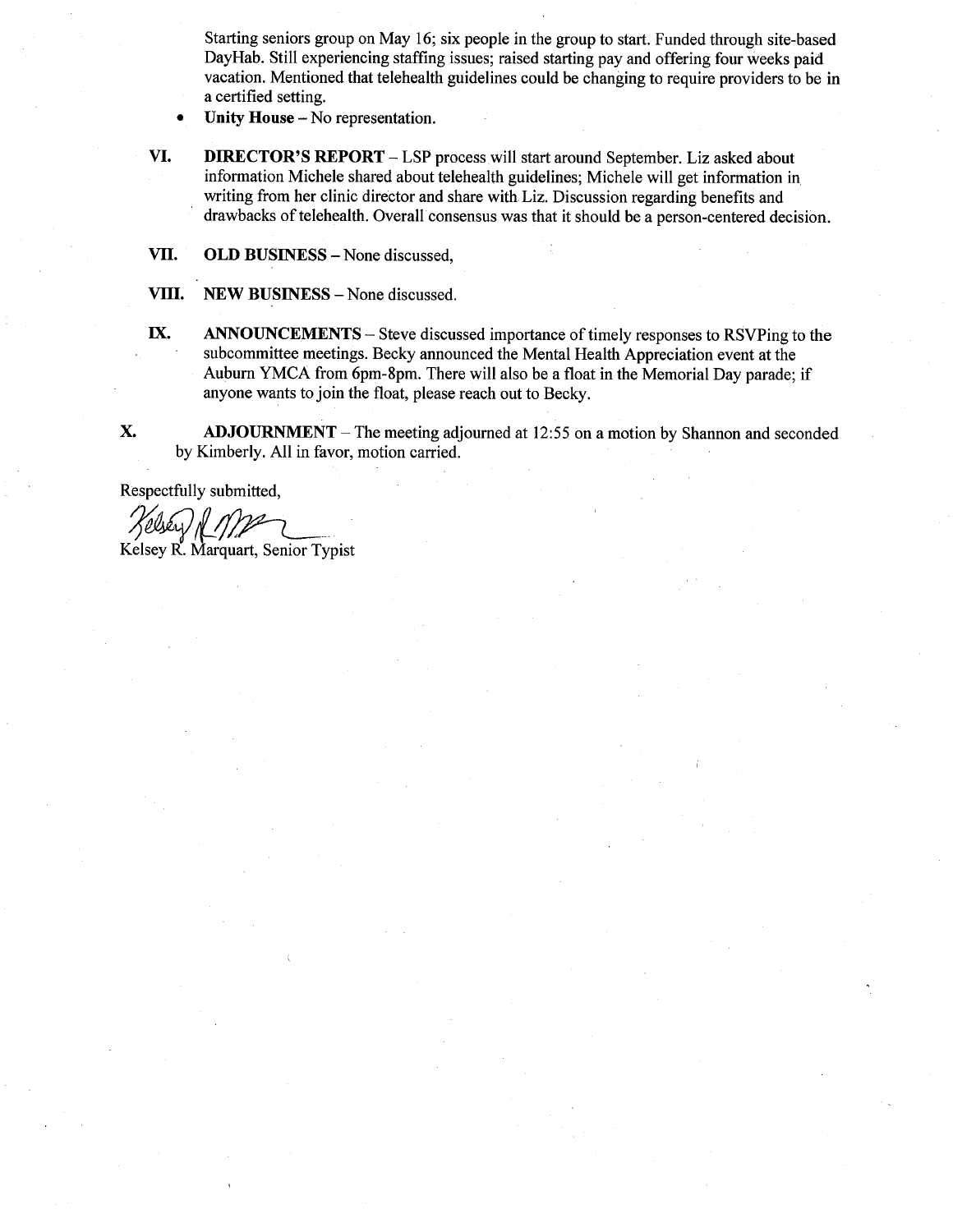Starting seniors group on May 16; six people in the group to start. Funded through site-based DayHab. Still experiencing staffing issues; raised starting pay and offering four weeks paid vacation. Mentioned that telehealth guidelines could be changing to require providers to be in a certified setting.

- **Unity House** – No representation.

**VI. DIRECTOR'S REPORT** – LSP process will start around September. Liz asked about information Michele shared about telehealth guidelines; Michele will get information in writing from her clinic director and share with Liz. Discussion regarding benefits and drawbacks of telehealth. Overall consensus was that it should be a person-centered decision.

**VII. OLD BUSINESS** – None discussed,

**VIII. NEW BUSINESS** – None discussed.

**IX. ANNOUNCEMENTS** – Steve discussed importance of timely responses to RSVPing to the subcommittee meetings. Becky announced the Mental Health Appreciation event at the Auburn YMCA from 6pm-8pm. There will also be a float in the Memorial Day parade; if anyone wants to join the float, please reach out to Becky.

**X. ADJOURNMENT** – The meeting adjourned at 12:55 on a motion by Shannon and seconded by Kimberly. All in favor, motion carried.

Respectfully submitted,

Kelsey R. Marquart, Senior Typist